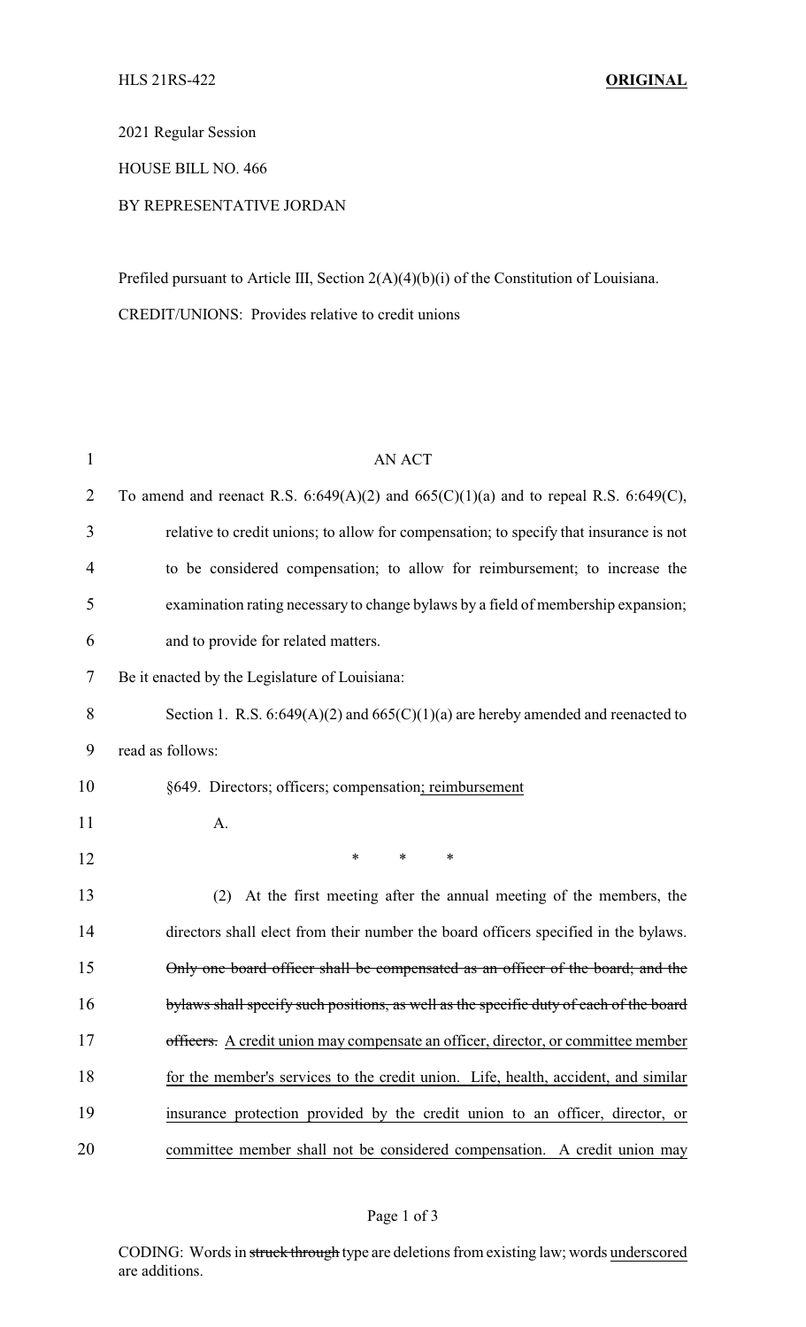HLS 21RS-422 **ORIGINAL**

2021 Regular Session

HOUSE BILL NO. 466

BY REPRESENTATIVE JORDAN

Prefiled pursuant to Article III, Section 2(A)(4)(b)(i) of the Constitution of Louisiana.

CREDIT/UNIONS: Provides relative to credit unions

AN ACT

To amend and reenact R.S. 6:649(A)(2) and 665(C)(1)(a) and to repeal R.S. 6:649(C), relative to credit unions; to allow for compensation; to specify that insurance is not to be considered compensation; to allow for reimbursement; to increase the examination rating necessary to change bylaws by a field of membership expansion; and to provide for related matters.

Be it enacted by the Legislature of Louisiana:

Section 1. R.S. 6:649(A)(2) and 665(C)(1)(a) are hereby amended and reenacted to read as follows:

§649. Directors; officers; compensation<u>; reimbursement</u>

A.

\* \* \*

(2) At the first meeting after the annual meeting of the members, the directors shall elect from their number the board officers specified in the bylaws. ~~Only one board officer shall be compensated as an officer of the board; and the bylaws shall specify such positions, as well as the specific duty of each of the board officers.~~ <u>A credit union may compensate an officer, director, or committee member for the member's services to the credit union. Life, health, accident, and similar insurance protection provided by the credit union to an officer, director, or committee member shall not be considered compensation. A credit union may</u>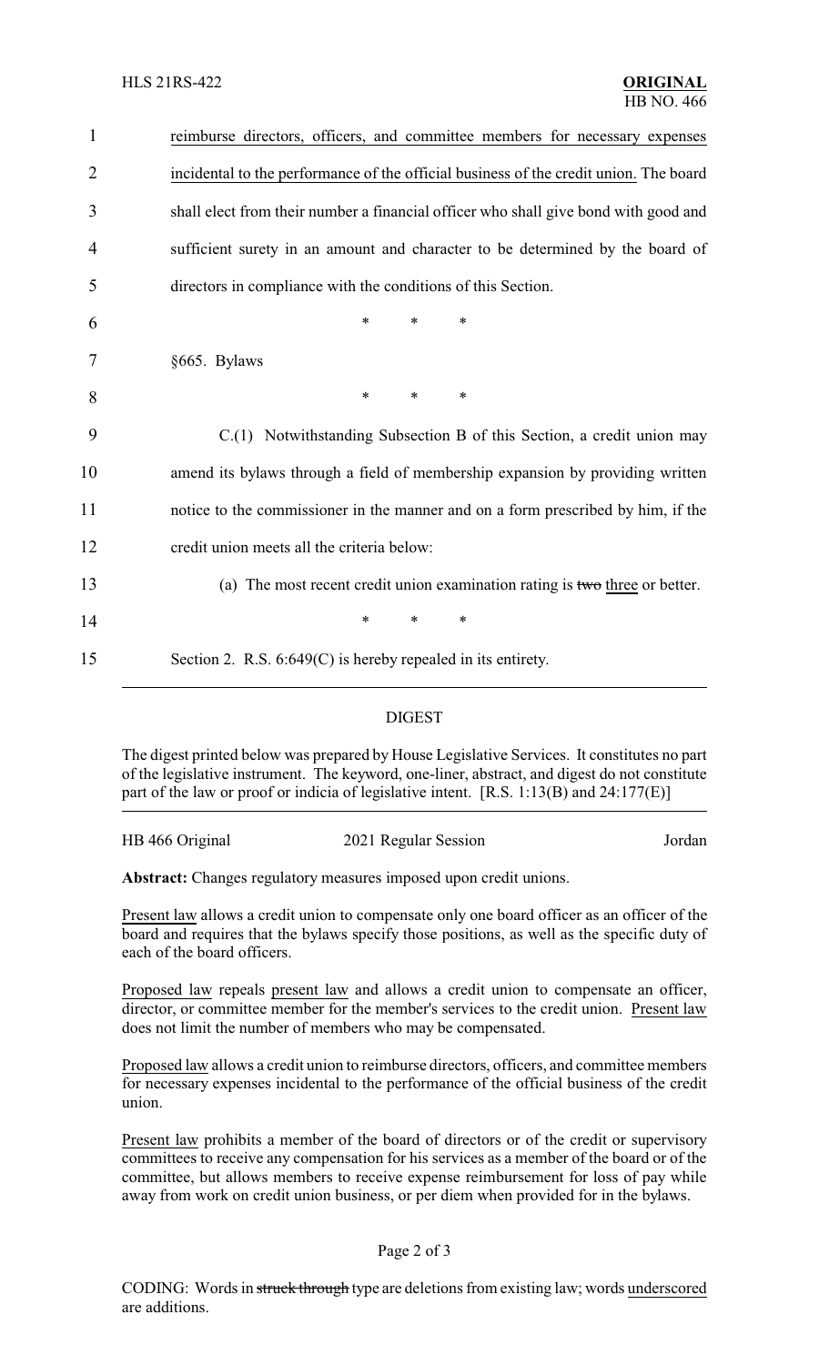reimburse directors, officers, and committee members for necessary expenses incidental to the performance of the official business of the credit union. The board shall elect from their number a financial officer who shall give bond with good and sufficient surety in an amount and character to be determined by the board of directors in compliance with the conditions of this Section.

\* \* \*

§665. Bylaws

\* \* \*

C.(1) Notwithstanding Subsection B of this Section, a credit union may amend its bylaws through a field of membership expansion by providing written notice to the commissioner in the manner and on a form prescribed by him, if the credit union meets all the criteria below:

(a) The most recent credit union examination rating is ~~two~~ three or better.

\* \* \*

Section 2. R.S. 6:649(C) is hereby repealed in its entirety.

## DIGEST

The digest printed below was prepared by House Legislative Services. It constitutes no part of the legislative instrument. The keyword, one-liner, abstract, and digest do not constitute part of the law or proof or indicia of legislative intent. [R.S. 1:13(B) and 24:177(E)]

| HB 466 Original | 2021 Regular Session | Jordan |
|---|---|---|

**Abstract:** Changes regulatory measures imposed upon credit unions.

Present law allows a credit union to compensate only one board officer as an officer of the board and requires that the bylaws specify those positions, as well as the specific duty of each of the board officers.

Proposed law repeals present law and allows a credit union to compensate an officer, director, or committee member for the member's services to the credit union. Present law does not limit the number of members who may be compensated.

Proposed law allows a credit union to reimburse directors, officers, and committee members for necessary expenses incidental to the performance of the official business of the credit union.

Present law prohibits a member of the board of directors or of the credit or supervisory committees to receive any compensation for his services as a member of the board or of the committee, but allows members to receive expense reimbursement for loss of pay while away from work on credit union business, or per diem when provided for in the bylaws.

CODING: Words in ~~struck through~~ type are deletions from existing law; words underscored are additions.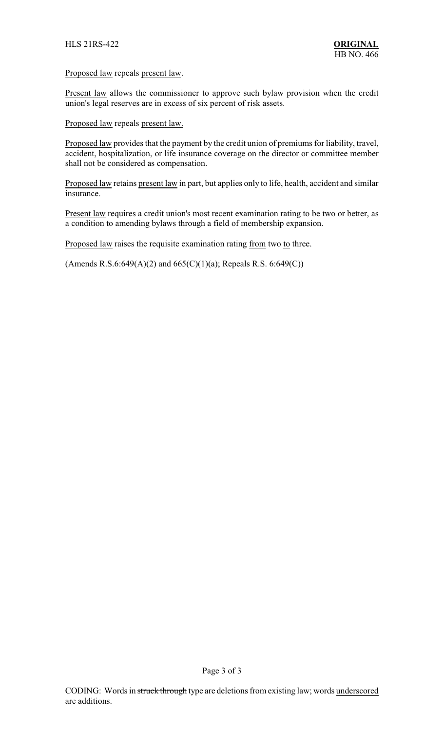Proposed law repeals present law.

Present law allows the commissioner to approve such bylaw provision when the credit union's legal reserves are in excess of six percent of risk assets.

Proposed law repeals present law.

Proposed law provides that the payment by the credit union of premiums for liability, travel, accident, hospitalization, or life insurance coverage on the director or committee member shall not be considered as compensation.

Proposed law retains present law in part, but applies only to life, health, accident and similar insurance.

Present law requires a credit union's most recent examination rating to be two or better, as a condition to amending bylaws through a field of membership expansion.

Proposed law raises the requisite examination rating from two to three.

(Amends R.S.6:649(A)(2) and 665(C)(1)(a); Repeals R.S. 6:649(C))

CODING: Words in ~~struck through~~ type are deletions from existing law; words underscored are additions.